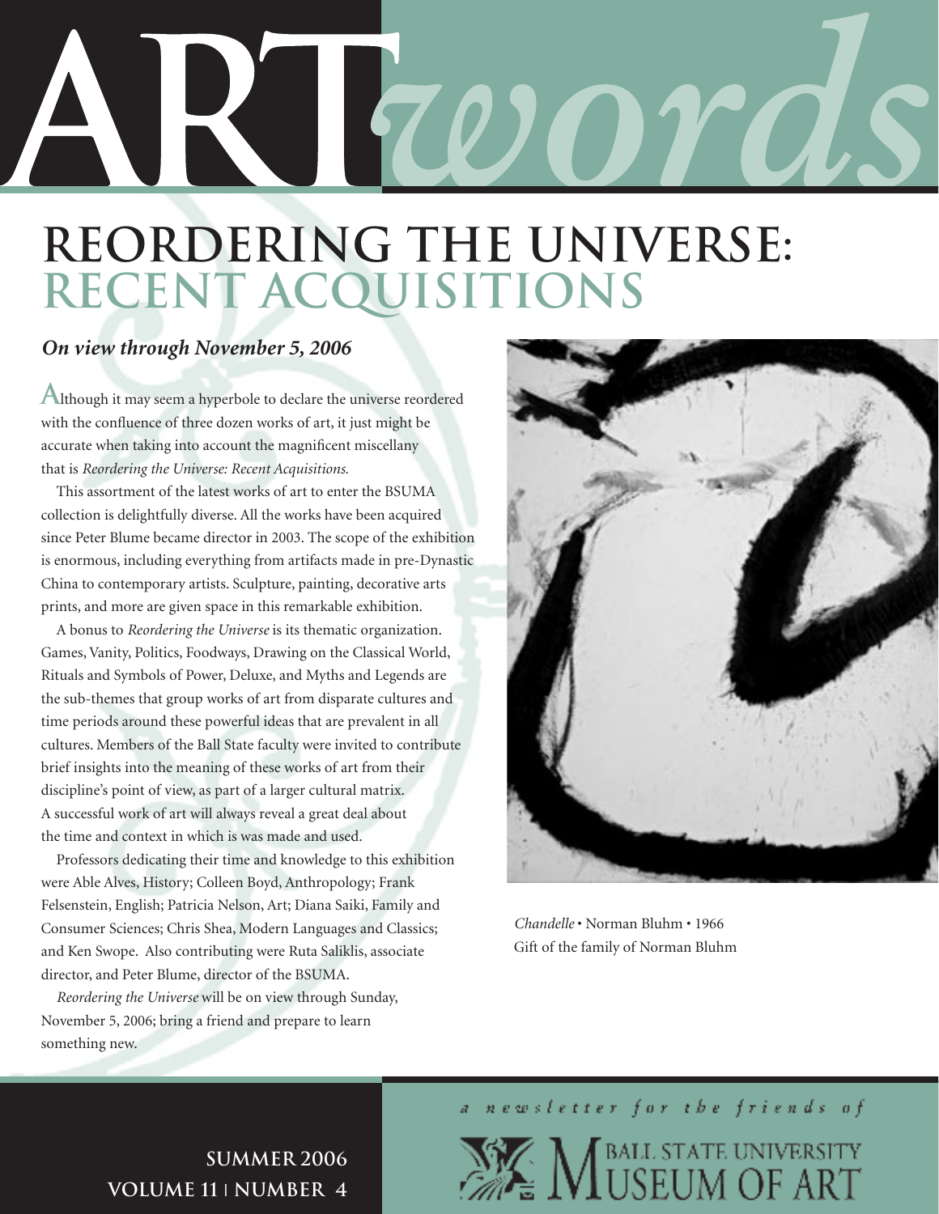# ART*words*

## REORDERING THE UNIVERSE: RECENT ACQUISITIONS

***On view through November 5, 2006***

Although it may seem a hyperbole to declare the universe reordered with the confluence of three dozen works of art, it just might be accurate when taking into account the magnificent miscellany that is *Reordering the Universe: Recent Acquisitions.*

This assortment of the latest works of art to enter the BSUMA collection is delightfully diverse. All the works have been acquired since Peter Blume became director in 2003. The scope of the exhibition is enormous, including everything from artifacts made in pre-Dynastic China to contemporary artists. Sculpture, painting, decorative arts prints, and more are given space in this remarkable exhibition.

A bonus to *Reordering the Universe* is its thematic organization. Games, Vanity, Politics, Foodways, Drawing on the Classical World, Rituals and Symbols of Power, Deluxe, and Myths and Legends are the sub-themes that group works of art from disparate cultures and time periods around these powerful ideas that are prevalent in all cultures. Members of the Ball State faculty were invited to contribute brief insights into the meaning of these works of art from their discipline's point of view, as part of a larger cultural matrix. A successful work of art will always reveal a great deal about the time and context in which is was made and used.

Professors dedicating their time and knowledge to this exhibition were Able Alves, History; Colleen Boyd, Anthropology; Frank Felsenstein, English; Patricia Nelson, Art; Diana Saiki, Family and Consumer Sciences; Chris Shea, Modern Languages and Classics; and Ken Swope. Also contributing were Ruta Saliklis, associate director, and Peter Blume, director of the BSUMA.

*Reordering the Universe* will be on view through Sunday, November 5, 2006; bring a friend and prepare to learn something new.

*Chandelle* • Norman Bluhm • 1966
Gift of the family of Norman Bluhm

*a newsletter for the friends of*

BALL STATE UNIVERSITY MUSEUM OF ART

**SUMMER 2006**
**VOLUME 11 | NUMBER 4**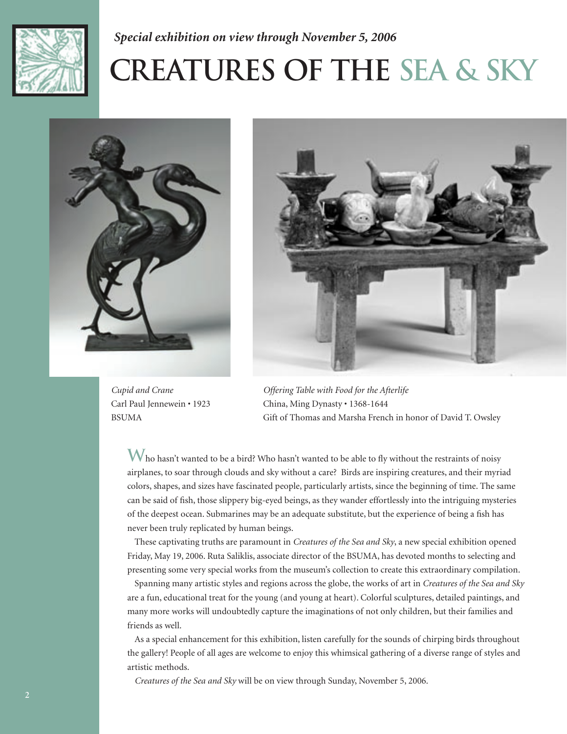*Special exhibition on view through November 5, 2006*

# CREATURES OF THE SEA & SKY

*Cupid and Crane*
Carl Paul Jennewein • 1923
BSUMA

*Offering Table with Food for the Afterlife*
China, Ming Dynasty • 1368-1644
Gift of Thomas and Marsha French in honor of David T. Owsley

Who hasn't wanted to be a bird? Who hasn't wanted to be able to fly without the restraints of noisy airplanes, to soar through clouds and sky without a care? Birds are inspiring creatures, and their myriad colors, shapes, and sizes have fascinated people, particularly artists, since the beginning of time. The same can be said of fish, those slippery big-eyed beings, as they wander effortlessly into the intriguing mysteries of the deepest ocean. Submarines may be an adequate substitute, but the experience of being a fish has never been truly replicated by human beings.

These captivating truths are paramount in *Creatures of the Sea and Sky*, a new special exhibition opened Friday, May 19, 2006. Ruta Saliklis, associate director of the BSUMA, has devoted months to selecting and presenting some very special works from the museum's collection to create this extraordinary compilation.

Spanning many artistic styles and regions across the globe, the works of art in *Creatures of the Sea and Sky* are a fun, educational treat for the young (and young at heart). Colorful sculptures, detailed paintings, and many more works will undoubtedly capture the imaginations of not only children, but their families and friends as well.

As a special enhancement for this exhibition, listen carefully for the sounds of chirping birds throughout the gallery! People of all ages are welcome to enjoy this whimsical gathering of a diverse range of styles and artistic methods.

*Creatures of the Sea and Sky* will be on view through Sunday, November 5, 2006.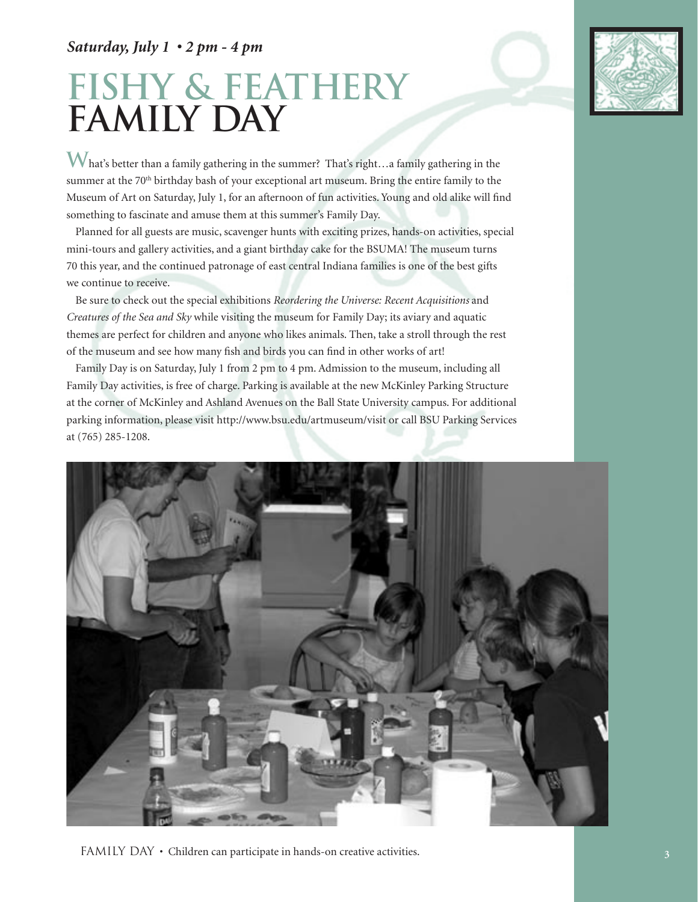*Saturday, July 1 • 2 pm - 4 pm*

# FISHY & FEATHERY FAMILY DAY

What's better than a family gathering in the summer? That's right…a family gathering in the summer at the 70th birthday bash of your exceptional art museum. Bring the entire family to the Museum of Art on Saturday, July 1, for an afternoon of fun activities. Young and old alike will find something to fascinate and amuse them at this summer's Family Day.

Planned for all guests are music, scavenger hunts with exciting prizes, hands-on activities, special mini-tours and gallery activities, and a giant birthday cake for the BSUMA! The museum turns 70 this year, and the continued patronage of east central Indiana families is one of the best gifts we continue to receive.

Be sure to check out the special exhibitions *Reordering the Universe: Recent Acquisitions* and *Creatures of the Sea and Sky* while visiting the museum for Family Day; its aviary and aquatic themes are perfect for children and anyone who likes animals. Then, take a stroll through the rest of the museum and see how many fish and birds you can find in other works of art!

Family Day is on Saturday, July 1 from 2 pm to 4 pm. Admission to the museum, including all Family Day activities, is free of charge. Parking is available at the new McKinley Parking Structure at the corner of McKinley and Ashland Avenues on the Ball State University campus. For additional parking information, please visit http://www.bsu.edu/artmuseum/visit or call BSU Parking Services at (765) 285-1208.

FAMILY DAY • Children can participate in hands-on creative activities.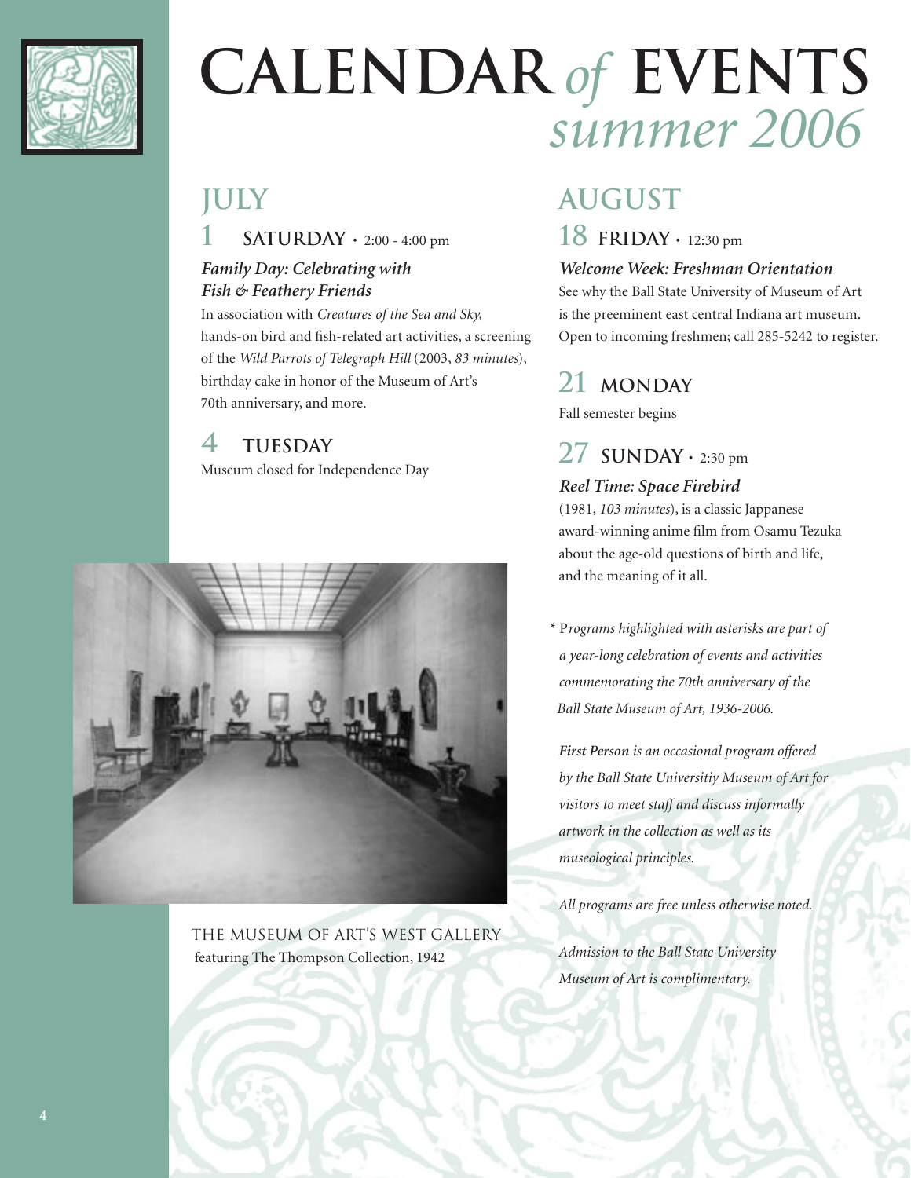# CALENDAR *of* EVENTS *summer 2006*

## JULY

### 1 SATURDAY • 2:00 - 4:00 pm

***Family Day: Celebrating with Fish & Feathery Friends***

In association with *Creatures of the Sea and Sky,* hands-on bird and fish-related art activities, a screening of the *Wild Parrots of Telegraph Hill* (2003, *83 minutes*), birthday cake in honor of the Museum of Art's 70th anniversary, and more.

### 4 TUESDAY

Museum closed for Independence Day

THE MUSEUM OF ART'S WEST GALLERY
featuring The Thompson Collection, 1942

## AUGUST

### 18 FRIDAY • 12:30 pm

***Welcome Week: Freshman Orientation***

See why the Ball State University of Museum of Art is the preeminent east central Indiana art museum. Open to incoming freshmen; call 285-5242 to register.

### 21 MONDAY

Fall semester begins

### 27 SUNDAY • 2:30 pm

***Reel Time: Space Firebird***

(1981, *103 minutes*), is a classic Jappanese award-winning anime film from Osamu Tezuka about the age-old questions of birth and life, and the meaning of it all.

\* *Programs highlighted with asterisks are part of a year-long celebration of events and activities commemorating the 70th anniversary of the Ball State Museum of Art, 1936-2006.*

***First Person*** *is an occasional program offered by the Ball State Universitiy Museum of Art for visitors to meet staff and discuss informally artwork in the collection as well as its museological principles.*

*All programs are free unless otherwise noted.*

*Admission to the Ball State University Museum of Art is complimentary.*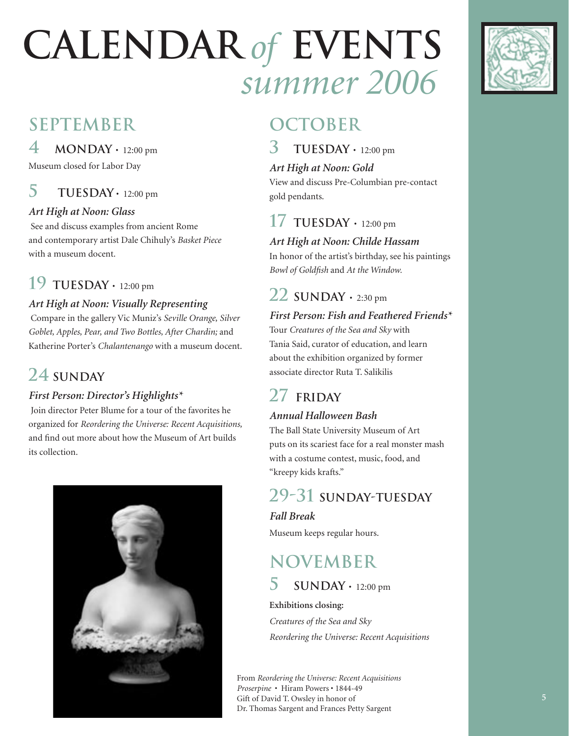# CALENDAR *of* EVENTS *summer 2006*

## SEPTEMBER

### 4 MONDAY • 12:00 pm

Museum closed for Labor Day

### 5 TUESDAY • 12:00 pm

***Art High at Noon: Glass***

See and discuss examples from ancient Rome and contemporary artist Dale Chihuly's *Basket Piece* with a museum docent.

### 19 TUESDAY • 12:00 pm

***Art High at Noon: Visually Representing***

Compare in the gallery Vic Muniz's *Seville Orange, Silver Goblet, Apples, Pear, and Two Bottles, After Chardin;* and Katherine Porter's *Chalantenango* with a museum docent.

### 24 SUNDAY

***First Person: Director's Highlights****

Join director Peter Blume for a tour of the favorites he organized for *Reordering the Universe: Recent Acquisitions,* and find out more about how the Museum of Art builds its collection.

## OCTOBER

### 3 TUESDAY • 12:00 pm

***Art High at Noon: Gold***

View and discuss Pre-Columbian pre-contact gold pendants.

### 17 TUESDAY • 12:00 pm

***Art High at Noon: Childe Hassam***

In honor of the artist's birthday, see his paintings *Bowl of Goldfish* and *At the Window.*

### 22 SUNDAY • 2:30 pm

***First Person: Fish and Feathered Friends****

Tour *Creatures of the Sea and Sky* with Tania Said, curator of education, and learn about the exhibition organized by former associate director Ruta T. Salikilis

### 27 FRIDAY

***Annual Halloween Bash***

The Ball State University Museum of Art puts on its scariest face for a real monster mash with a costume contest, music, food, and "kreepy kids krafts."

### 29-31 SUNDAY-TUESDAY

***Fall Break***

Museum keeps regular hours.

## NOVEMBER

### 5 SUNDAY • 12:00 pm

**Exhibitions closing:**

*Creatures of the Sea and Sky*

*Reordering the Universe: Recent Acquisitions*

From *Reordering the Universe: Recent Acquisitions*
*Proserpine* • Hiram Powers • 1844-49
Gift of David T. Owsley in honor of
Dr. Thomas Sargent and Frances Petty Sargent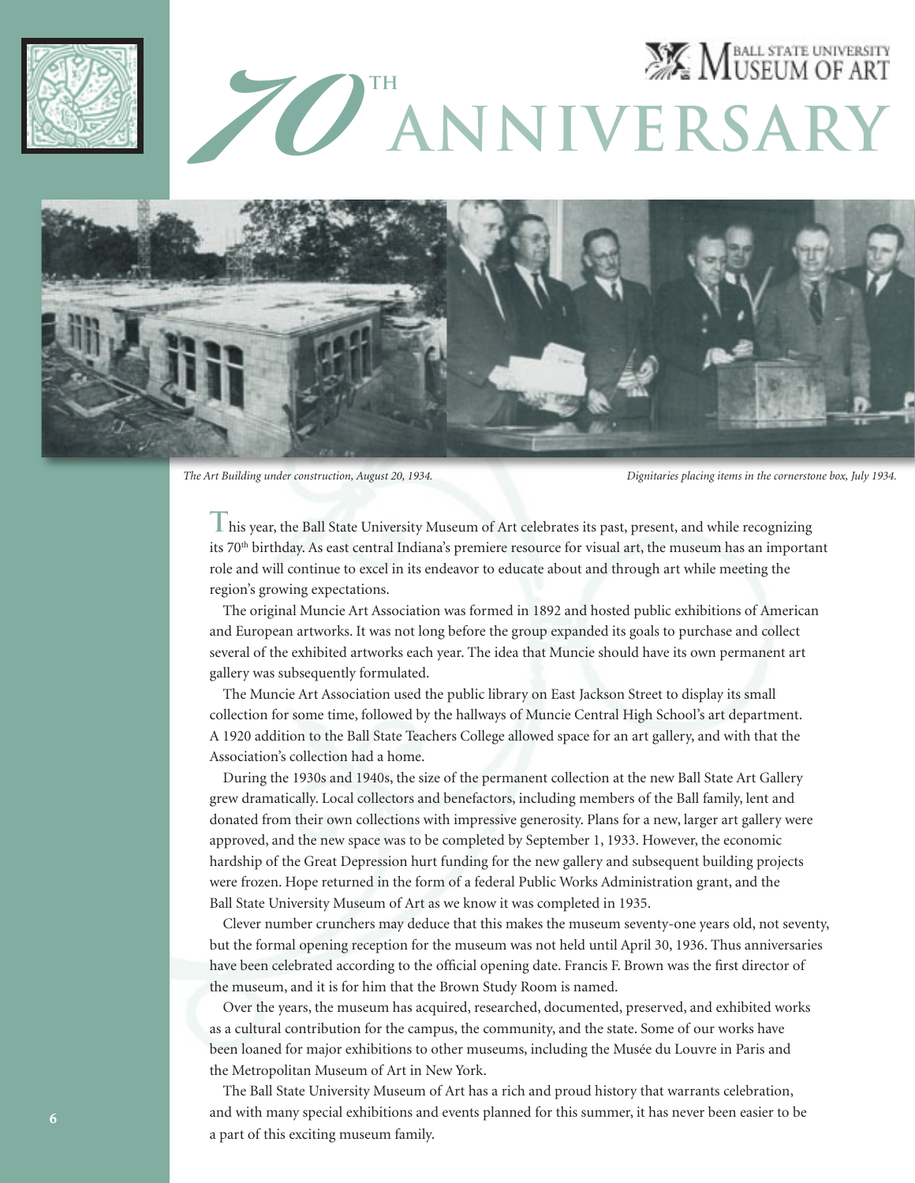# 70th ANNIVERSARY

Ball State University Museum of Art

*The Art Building under construction, August 20, 1934.*

*Dignitaries placing items in the cornerstone box, July 1934.*

This year, the Ball State University Museum of Art celebrates its past, present, and while recognizing its 70th birthday. As east central Indiana's premiere resource for visual art, the museum has an important role and will continue to excel in its endeavor to educate about and through art while meeting the region's growing expectations.

The original Muncie Art Association was formed in 1892 and hosted public exhibitions of American and European artworks. It was not long before the group expanded its goals to purchase and collect several of the exhibited artworks each year. The idea that Muncie should have its own permanent art gallery was subsequently formulated.

The Muncie Art Association used the public library on East Jackson Street to display its small collection for some time, followed by the hallways of Muncie Central High School's art department. A 1920 addition to the Ball State Teachers College allowed space for an art gallery, and with that the Association's collection had a home.

During the 1930s and 1940s, the size of the permanent collection at the new Ball State Art Gallery grew dramatically. Local collectors and benefactors, including members of the Ball family, lent and donated from their own collections with impressive generosity. Plans for a new, larger art gallery were approved, and the new space was to be completed by September 1, 1933. However, the economic hardship of the Great Depression hurt funding for the new gallery and subsequent building projects were frozen. Hope returned in the form of a federal Public Works Administration grant, and the Ball State University Museum of Art as we know it was completed in 1935.

Clever number crunchers may deduce that this makes the museum seventy-one years old, not seventy, but the formal opening reception for the museum was not held until April 30, 1936. Thus anniversaries have been celebrated according to the official opening date. Francis F. Brown was the first director of the museum, and it is for him that the Brown Study Room is named.

Over the years, the museum has acquired, researched, documented, preserved, and exhibited works as a cultural contribution for the campus, the community, and the state. Some of our works have been loaned for major exhibitions to other museums, including the Musée du Louvre in Paris and the Metropolitan Museum of Art in New York.

The Ball State University Museum of Art has a rich and proud history that warrants celebration, and with many special exhibitions and events planned for this summer, it has never been easier to be a part of this exciting museum family.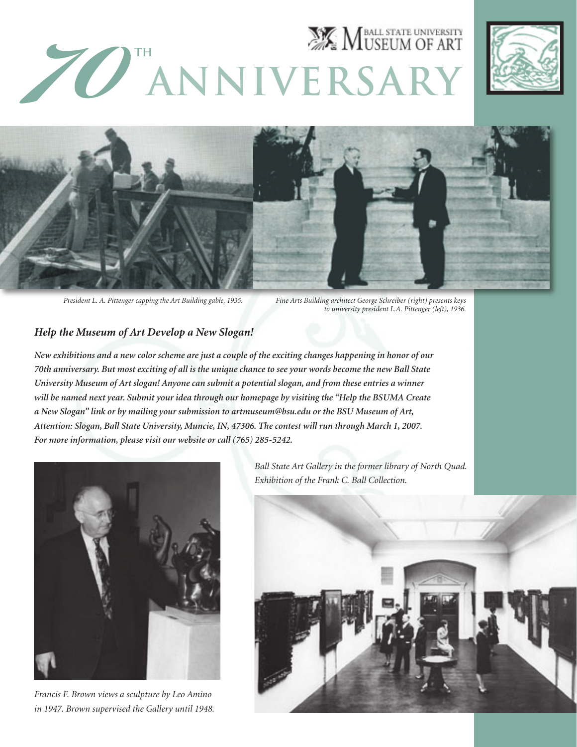# 70th ANNIVERSARY

BALL STATE UNIVERSITY MUSEUM OF ART

*President L. A. Pittenger capping the Art Building gable, 1935.*

*Fine Arts Building architect George Schreiber (right) presents keys to university president L.A. Pittenger (left), 1936.*

## *Help the Museum of Art Develop a New Slogan!*

***New exhibitions and a new color scheme are just a couple of the exciting changes happening in honor of our 70th anniversary. But most exciting of all is the unique chance to see your words become the new Ball State University Museum of Art slogan! Anyone can submit a potential slogan, and from these entries a winner will be named next year. Submit your idea through our homepage by visiting the "Help the BSUMA Create a New Slogan" link or by mailing your submission to artmuseum@bsu.edu or the BSU Museum of Art, Attention: Slogan, Ball State University, Muncie, IN, 47306. The contest will run through March 1, 2007. For more information, please visit our website or call (765) 285-5242.***

*Francis F. Brown views a sculpture by Leo Amino in 1947. Brown supervised the Gallery until 1948.*

*Ball State Art Gallery in the former library of North Quad. Exhibition of the Frank C. Ball Collection.*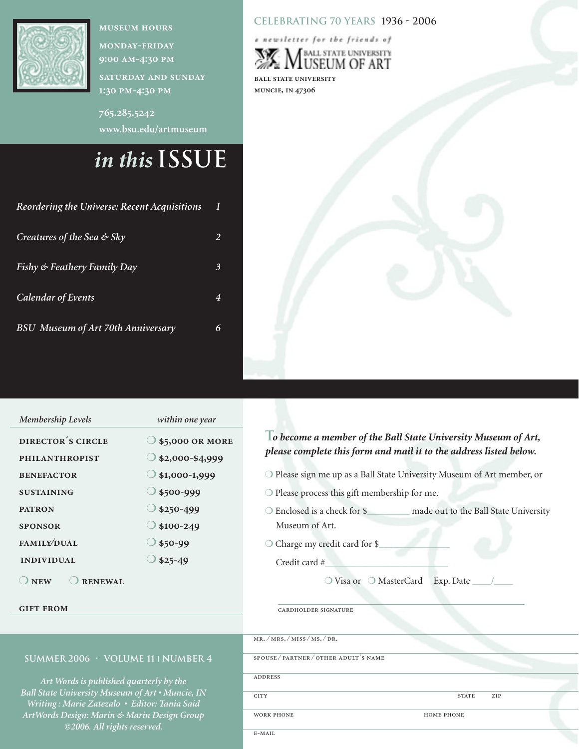**MUSEUM HOURS**

**MONDAY-FRIDAY**
**9:00 AM-4:30 PM**

**SATURDAY AND SUNDAY**
**1:30 PM-4:30 PM**

**765.285.5242**
**www.bsu.edu/artmuseum**

CELEBRATING 70 YEARS 1936 - 2006

*a newsletter for the friends of*
BALL STATE UNIVERSITY MUSEUM OF ART

BALL STATE UNIVERSITY
MUNCIE, IN 47306

# *in this* ISSUE

| | |
|---|---|
| *Reordering the Universe: Recent Acquisitions* | *1* |
| *Creatures of the Sea & Sky* | *2* |
| *Fishy & Feathery Family Day* | *3* |
| *Calendar of Events* | *4* |
| *BSU Museum of Art 70th Anniversary* | *6* |

| *Membership Levels* | *within one year* |
|---|---|
| **DIRECTOR'S CIRCLE** | ❍ **$5,000 OR MORE** |
| **PHILANTHROPIST** | ❍ **$2,000-$4,999** |
| **BENEFACTOR** | ❍ **$1,000-1,999** |
| **SUSTAINING** | ❍ **$500-999** |
| **PATRON** | ❍ **$250-499** |
| **SPONSOR** | ❍ **$100-249** |
| **FAMILY/DUAL** | ❍ **$50-99** |
| **INDIVIDUAL** | ❍ **$25-49** |

❍ **NEW** ❍ **RENEWAL**

**GIFT FROM**

***To become a member of the Ball State University Museum of Art, please complete this form and mail it to the address listed below.***

❍ Please sign me up as a Ball State University Museum of Art member, or

❍ Please process this gift membership for me.

❍ Enclosed is a check for $_________ made out to the Ball State University Museum of Art.

❍ Charge my credit card for $______________

Credit card #_________________________

❍ Visa or ❍ MasterCard Exp. Date ____/____

CARDHOLDER SIGNATURE

MR./MRS./MISS/MS./DR.

SPOUSE/PARTNER/OTHER ADULT'S NAME

ADDRESS

CITY STATE ZIP

WORK PHONE HOME PHONE

E-MAIL

SUMMER 2006 · VOLUME 11 | NUMBER 4

*Art Words is published quarterly by the Ball State University Museum of Art • Muncie, IN*
*Writing: Marie Zatezalo • Editor: Tania Said*
*ArtWords Design: Marin & Marin Design Group*
*©2006. All rights reserved.*